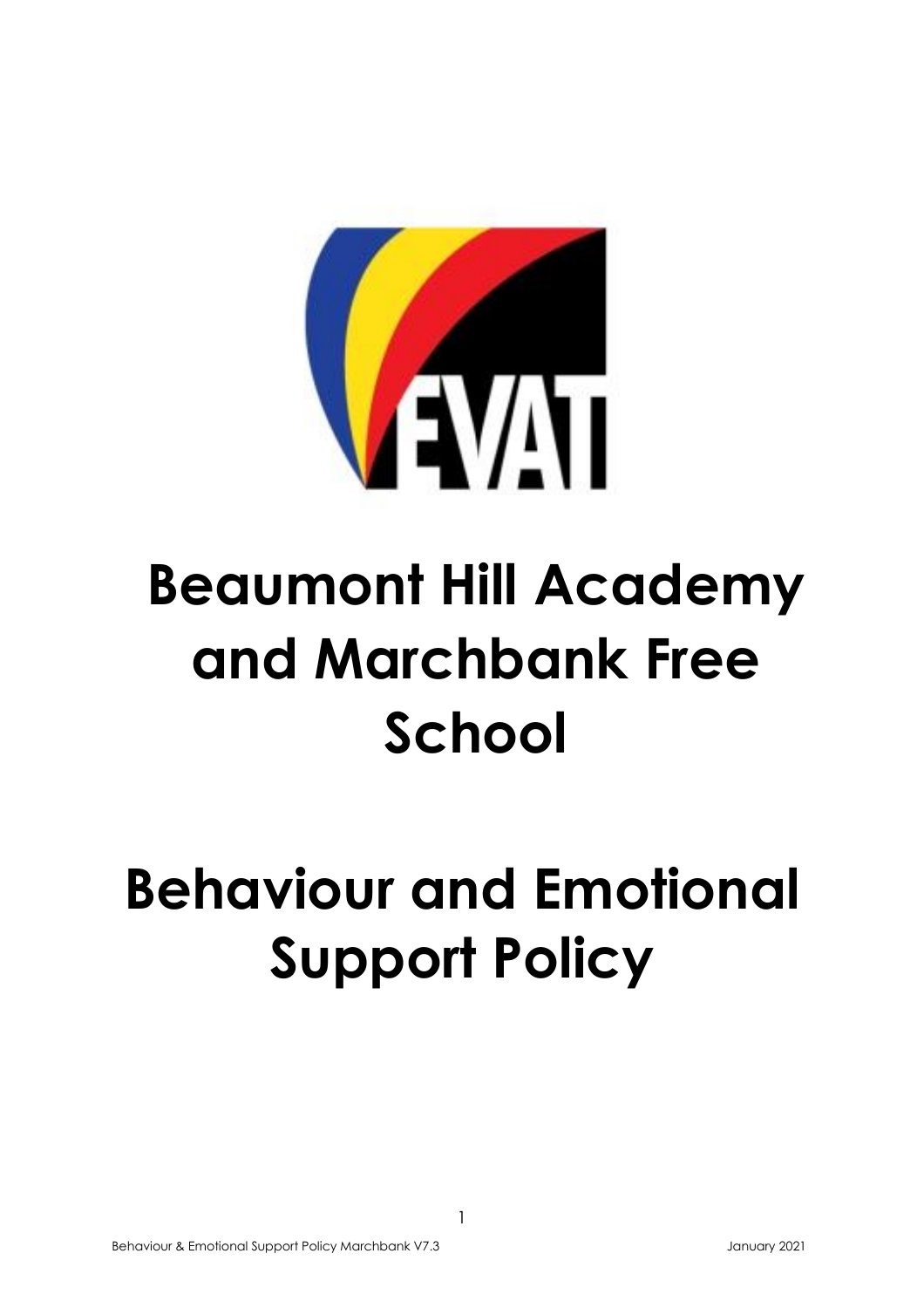# Beaumont Hill Academy and Marchbank Free School

# Behaviour and Emotional Support Policy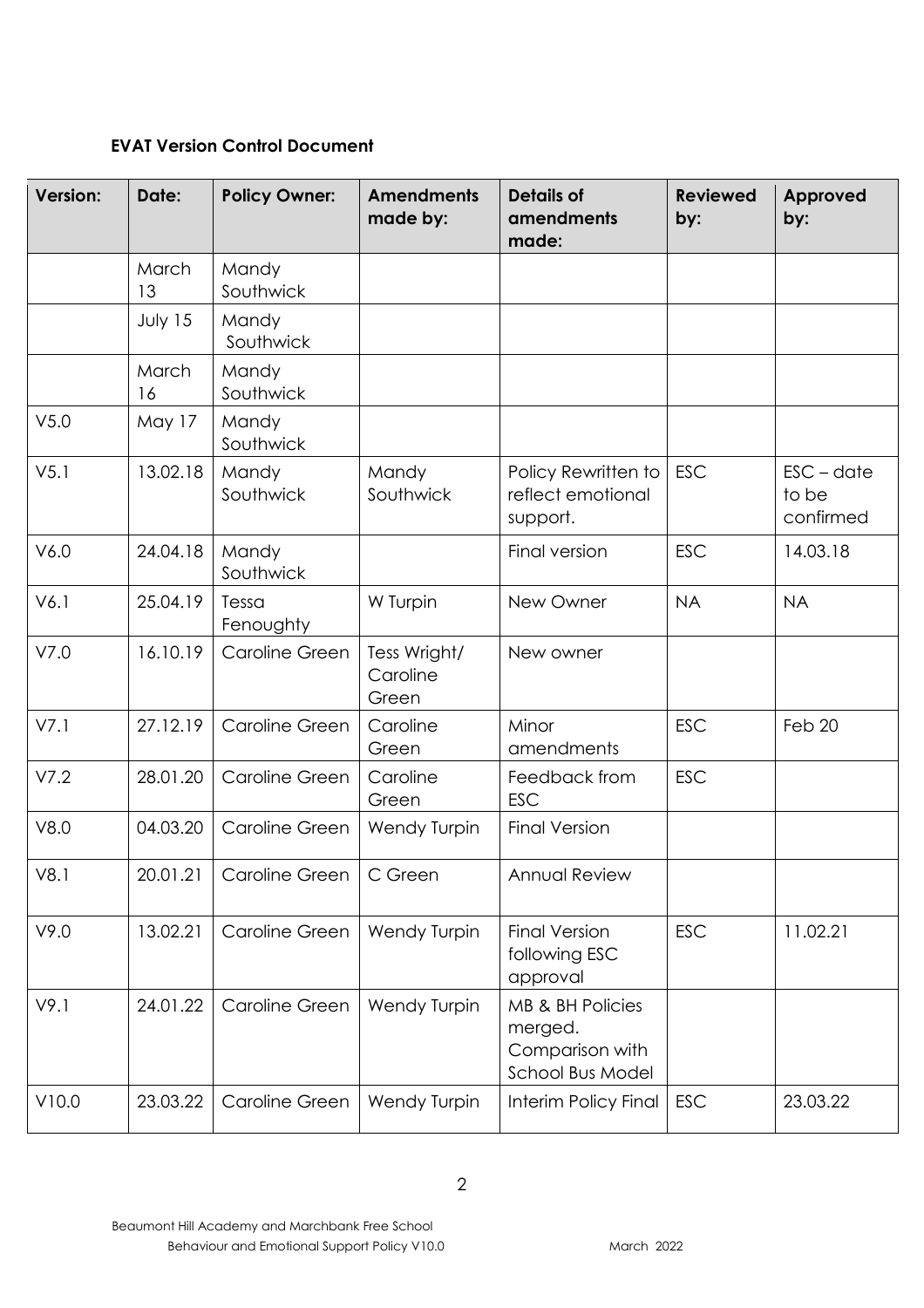**EVAT Version Control Document**

| Version: | Date: | Policy Owner: | Amendments made by: | Details of amendments made: | Reviewed by: | Approved by: |
|---|---|---|---|---|---|---|
| | March 13 | Mandy Southwick | | | | |
| | July 15 | Mandy Southwick | | | | |
| | March 16 | Mandy Southwick | | | | |
| V5.0 | May 17 | Mandy Southwick | | | | |
| V5.1 | 13.02.18 | Mandy Southwick | Mandy Southwick | Policy Rewritten to reflect emotional support. | ESC | ESC – date to be confirmed |
| V6.0 | 24.04.18 | Mandy Southwick | | Final version | ESC | 14.03.18 |
| V6.1 | 25.04.19 | Tessa Fenoughty | W Turpin | New Owner | NA | NA |
| V7.0 | 16.10.19 | Caroline Green | Tess Wright/ Caroline Green | New owner | | |
| V7.1 | 27.12.19 | Caroline Green | Caroline Green | Minor amendments | ESC | Feb 20 |
| V7.2 | 28.01.20 | Caroline Green | Caroline Green | Feedback from ESC | ESC | |
| V8.0 | 04.03.20 | Caroline Green | Wendy Turpin | Final Version | | |
| V8.1 | 20.01.21 | Caroline Green | C Green | Annual Review | | |
| V9.0 | 13.02.21 | Caroline Green | Wendy Turpin | Final Version following ESC approval | ESC | 11.02.21 |
| V9.1 | 24.01.22 | Caroline Green | Wendy Turpin | MB & BH Policies merged. Comparison with School Bus Model | | |
| V10.0 | 23.03.22 | Caroline Green | Wendy Turpin | Interim Policy Final | ESC | 23.03.22 |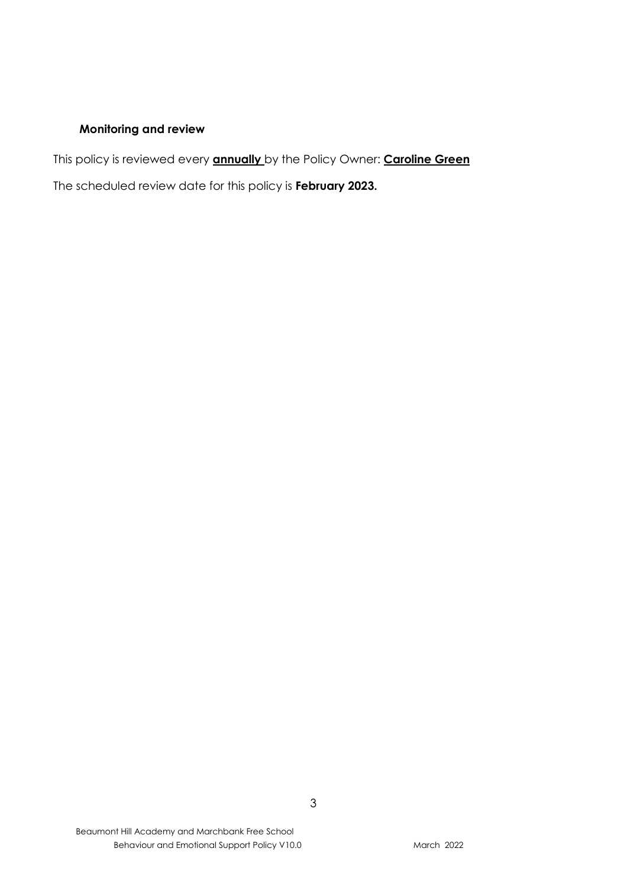**Monitoring and review**

This policy is reviewed every **annually** by the Policy Owner: **Caroline Green**

The scheduled review date for this policy is **February 2023.**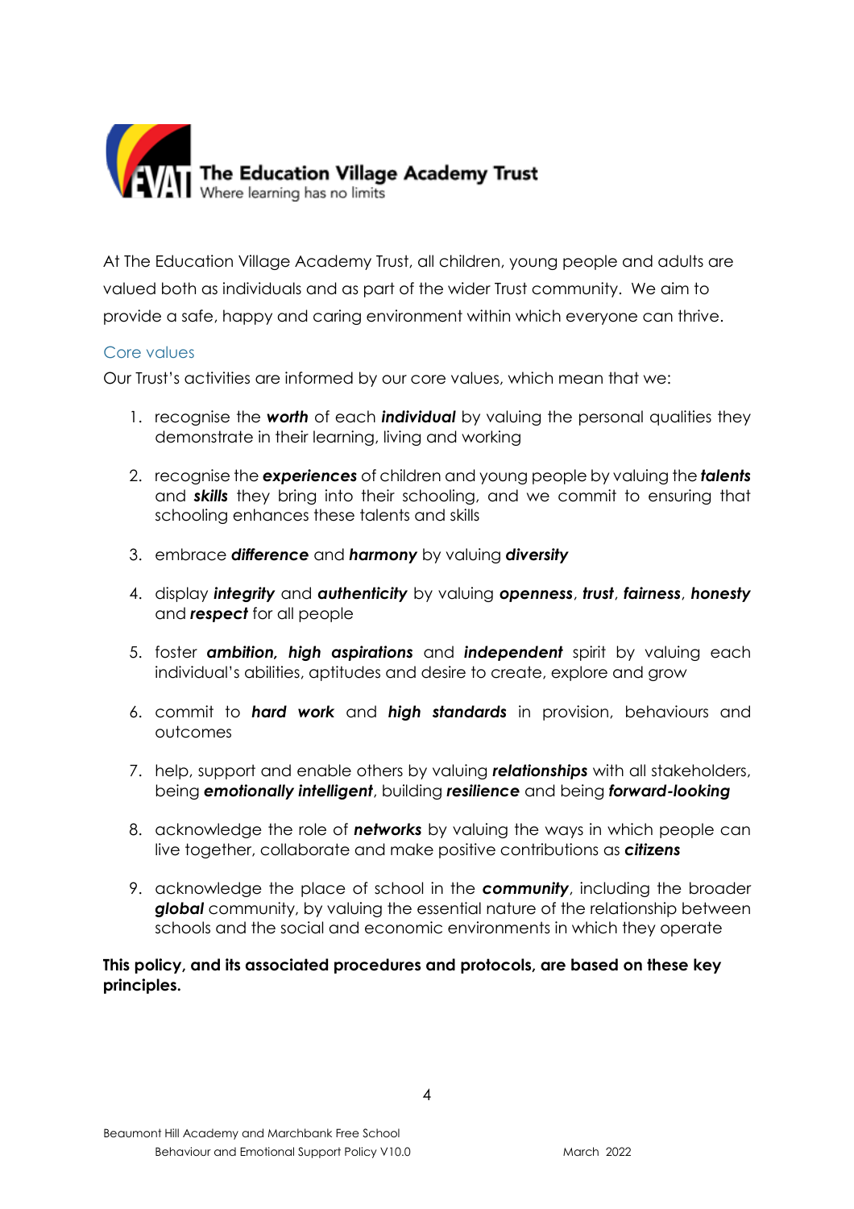**The Education Village Academy Trust**
Where learning has no limits

At The Education Village Academy Trust, all children, young people and adults are valued both as individuals and as part of the wider Trust community. We aim to provide a safe, happy and caring environment within which everyone can thrive.

## Core values

Our Trust's activities are informed by our core values, which mean that we:

1. recognise the ***worth*** of each ***individual*** by valuing the personal qualities they demonstrate in their learning, living and working
2. recognise the ***experiences*** of children and young people by valuing the ***talents*** and ***skills*** they bring into their schooling, and we commit to ensuring that schooling enhances these talents and skills
3. embrace ***difference*** and ***harmony*** by valuing ***diversity***
4. display ***integrity*** and ***authenticity*** by valuing ***openness***, ***trust***, ***fairness***, ***honesty*** and ***respect*** for all people
5. foster ***ambition, high aspirations*** and ***independent*** spirit by valuing each individual's abilities, aptitudes and desire to create, explore and grow
6. commit to ***hard work*** and ***high standards*** in provision, behaviours and outcomes
7. help, support and enable others by valuing ***relationships*** with all stakeholders, being ***emotionally intelligent***, building ***resilience*** and being ***forward-looking***
8. acknowledge the role of ***networks*** by valuing the ways in which people can live together, collaborate and make positive contributions as ***citizens***
9. acknowledge the place of school in the ***community***, including the broader ***global*** community, by valuing the essential nature of the relationship between schools and the social and economic environments in which they operate

**This policy, and its associated procedures and protocols, are based on these key principles.**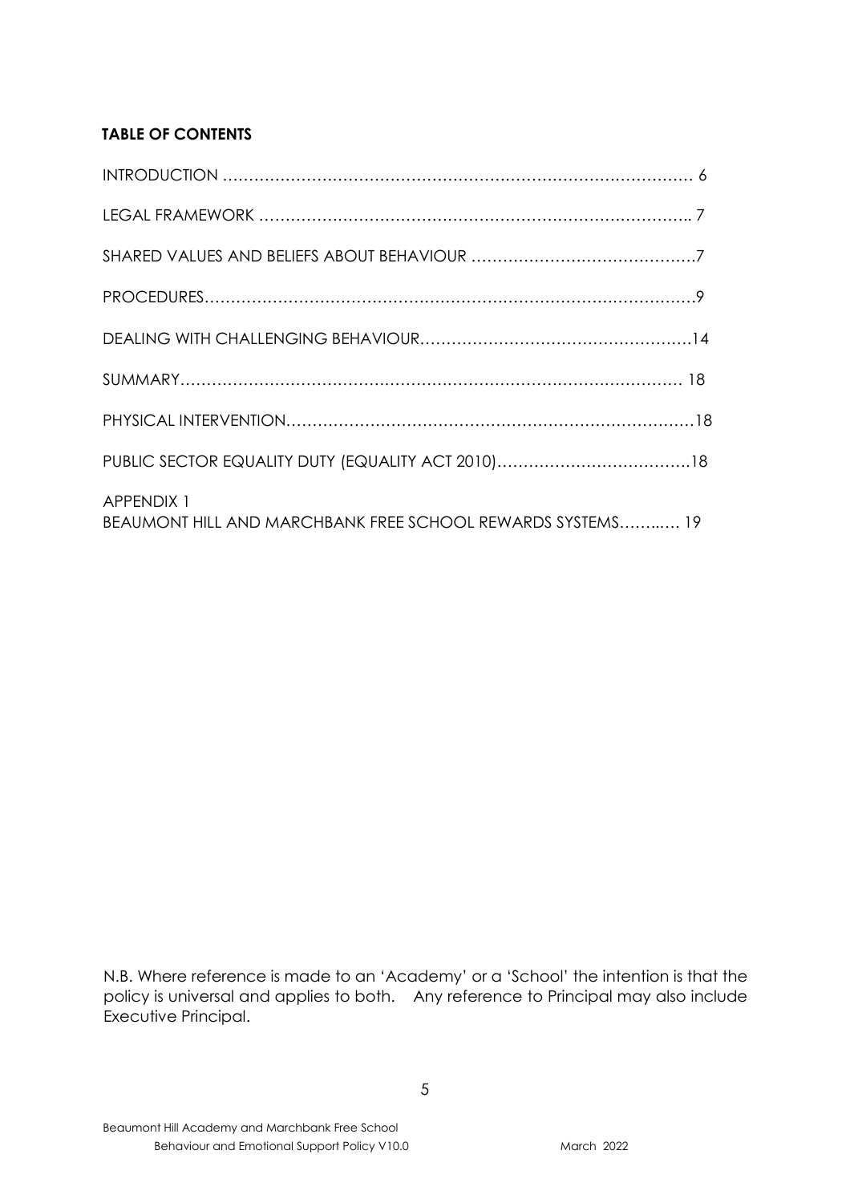**TABLE OF CONTENTS**

INTRODUCTION ……………………………………………………………………………… 6

LEGAL FRAMEWORK ……………………………………………………………………….. 7

SHARED VALUES AND BELIEFS ABOUT BEHAVIOUR ……………………………………7

PROCEDURES………………………………………………………………………………9

DEALING WITH CHALLENGING BEHAVIOUR……………………………………………14

SUMMARY…………………………………………………………………………………… 18

PHYSICAL INTERVENTION…………………………………………………………………18

PUBLIC SECTOR EQUALITY DUTY (EQUALITY ACT 2010)……………………………….18

APPENDIX 1
BEAUMONT HILL AND MARCHBANK FREE SCHOOL REWARDS SYSTEMS……..… 19

N.B. Where reference is made to an 'Academy' or a 'School' the intention is that the policy is universal and applies to both. Any reference to Principal may also include Executive Principal.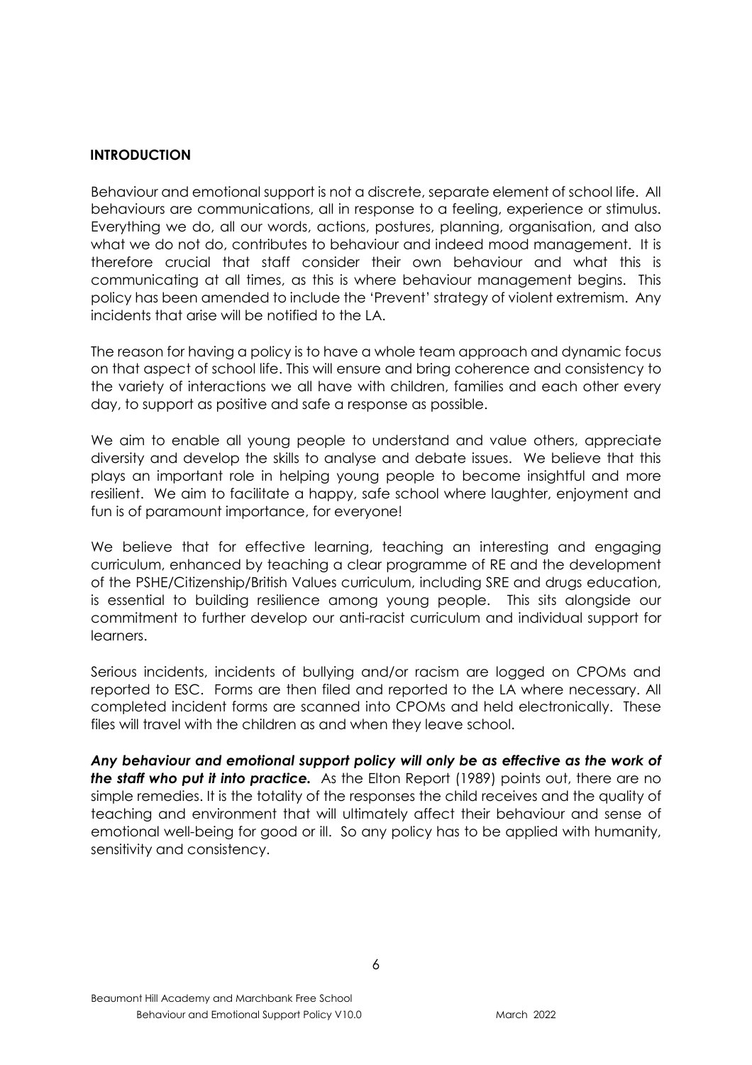## INTRODUCTION

Behaviour and emotional support is not a discrete, separate element of school life. All behaviours are communications, all in response to a feeling, experience or stimulus. Everything we do, all our words, actions, postures, planning, organisation, and also what we do not do, contributes to behaviour and indeed mood management. It is therefore crucial that staff consider their own behaviour and what this is communicating at all times, as this is where behaviour management begins. This policy has been amended to include the 'Prevent' strategy of violent extremism. Any incidents that arise will be notified to the LA.

The reason for having a policy is to have a whole team approach and dynamic focus on that aspect of school life. This will ensure and bring coherence and consistency to the variety of interactions we all have with children, families and each other every day, to support as positive and safe a response as possible.

We aim to enable all young people to understand and value others, appreciate diversity and develop the skills to analyse and debate issues. We believe that this plays an important role in helping young people to become insightful and more resilient. We aim to facilitate a happy, safe school where laughter, enjoyment and fun is of paramount importance, for everyone!

We believe that for effective learning, teaching an interesting and engaging curriculum, enhanced by teaching a clear programme of RE and the development of the PSHE/Citizenship/British Values curriculum, including SRE and drugs education, is essential to building resilience among young people. This sits alongside our commitment to further develop our anti-racist curriculum and individual support for learners.

Serious incidents, incidents of bullying and/or racism are logged on CPOMs and reported to ESC. Forms are then filed and reported to the LA where necessary. All completed incident forms are scanned into CPOMs and held electronically. These files will travel with the children as and when they leave school.

***Any behaviour and emotional support policy will only be as effective as the work of the staff who put it into practice.*** As the Elton Report (1989) points out, there are no simple remedies. It is the totality of the responses the child receives and the quality of teaching and environment that will ultimately affect their behaviour and sense of emotional well-being for good or ill. So any policy has to be applied with humanity, sensitivity and consistency.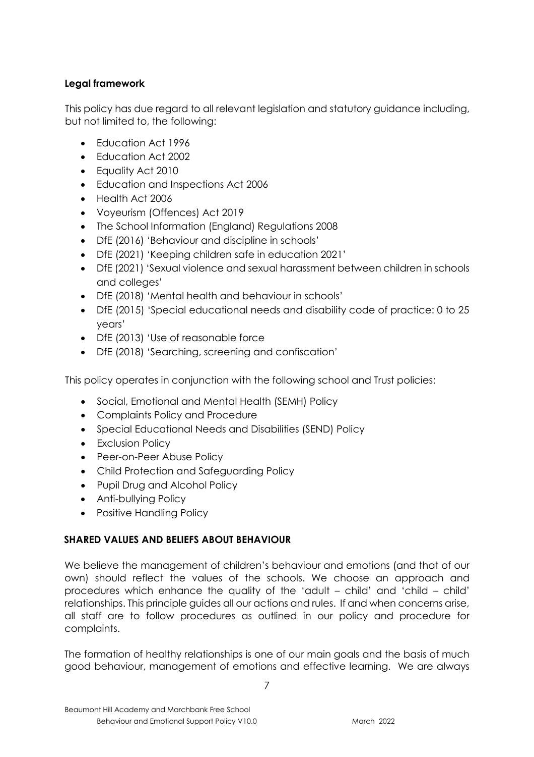**Legal framework**

This policy has due regard to all relevant legislation and statutory guidance including, but not limited to, the following:

- Education Act 1996
- Education Act 2002
- Equality Act 2010
- Education and Inspections Act 2006
- Health Act 2006
- Voyeurism (Offences) Act 2019
- The School Information (England) Regulations 2008
- DfE (2016) 'Behaviour and discipline in schools'
- DfE (2021) 'Keeping children safe in education 2021'
- DfE (2021) 'Sexual violence and sexual harassment between children in schools and colleges'
- DfE (2018) 'Mental health and behaviour in schools'
- DfE (2015) 'Special educational needs and disability code of practice: 0 to 25 years'
- DfE (2013) 'Use of reasonable force
- DfE (2018) 'Searching, screening and confiscation'

This policy operates in conjunction with the following school and Trust policies:

- Social, Emotional and Mental Health (SEMH) Policy
- Complaints Policy and Procedure
- Special Educational Needs and Disabilities (SEND) Policy
- Exclusion Policy
- Peer-on-Peer Abuse Policy
- Child Protection and Safeguarding Policy
- Pupil Drug and Alcohol Policy
- Anti-bullying Policy
- Positive Handling Policy

**SHARED VALUES AND BELIEFS ABOUT BEHAVIOUR**

We believe the management of children's behaviour and emotions (and that of our own) should reflect the values of the schools. We choose an approach and procedures which enhance the quality of the 'adult – child' and 'child – child' relationships. This principle guides all our actions and rules. If and when concerns arise, all staff are to follow procedures as outlined in our policy and procedure for complaints.

The formation of healthy relationships is one of our main goals and the basis of much good behaviour, management of emotions and effective learning. We are always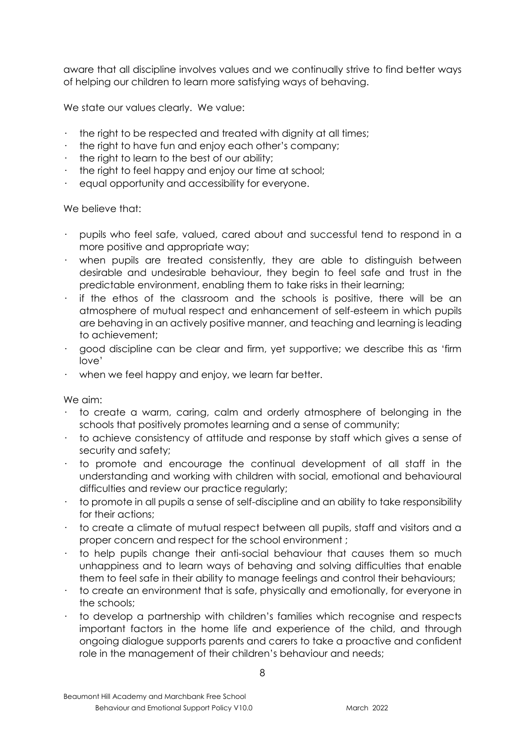aware that all discipline involves values and we continually strive to find better ways of helping our children to learn more satisfying ways of behaving.

We state our values clearly. We value:

- the right to be respected and treated with dignity at all times;
- the right to have fun and enjoy each other's company;
- the right to learn to the best of our ability;
- the right to feel happy and enjoy our time at school;
- equal opportunity and accessibility for everyone.

We believe that:

- pupils who feel safe, valued, cared about and successful tend to respond in a more positive and appropriate way;
- when pupils are treated consistently, they are able to distinguish between desirable and undesirable behaviour, they begin to feel safe and trust in the predictable environment, enabling them to take risks in their learning;
- if the ethos of the classroom and the schools is positive, there will be an atmosphere of mutual respect and enhancement of self-esteem in which pupils are behaving in an actively positive manner, and teaching and learning is leading to achievement;
- good discipline can be clear and firm, yet supportive; we describe this as 'firm love'
- when we feel happy and enjoy, we learn far better.

We aim:

- to create a warm, caring, calm and orderly atmosphere of belonging in the schools that positively promotes learning and a sense of community;
- to achieve consistency of attitude and response by staff which gives a sense of security and safety;
- to promote and encourage the continual development of all staff in the understanding and working with children with social, emotional and behavioural difficulties and review our practice regularly;
- to promote in all pupils a sense of self-discipline and an ability to take responsibility for their actions;
- to create a climate of mutual respect between all pupils, staff and visitors and a proper concern and respect for the school environment ;
- to help pupils change their anti-social behaviour that causes them so much unhappiness and to learn ways of behaving and solving difficulties that enable them to feel safe in their ability to manage feelings and control their behaviours;
- to create an environment that is safe, physically and emotionally, for everyone in the schools;
- to develop a partnership with children's families which recognise and respects important factors in the home life and experience of the child, and through ongoing dialogue supports parents and carers to take a proactive and confident role in the management of their children's behaviour and needs;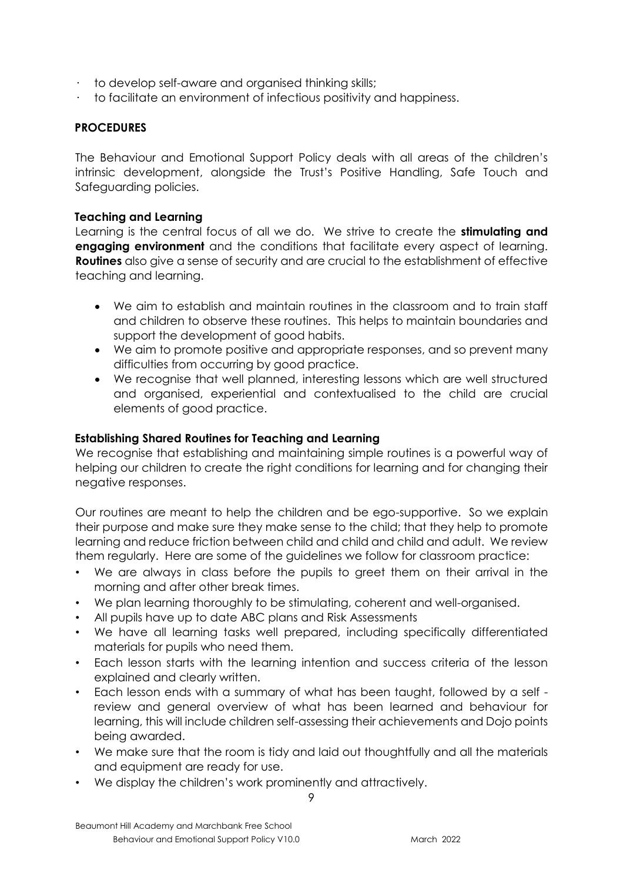- to develop self-aware and organised thinking skills;
- to facilitate an environment of infectious positivity and happiness.

**PROCEDURES**

The Behaviour and Emotional Support Policy deals with all areas of the children's intrinsic development, alongside the Trust's Positive Handling, Safe Touch and Safeguarding policies.

**Teaching and Learning**

Learning is the central focus of all we do. We strive to create the **stimulating and engaging environment** and the conditions that facilitate every aspect of learning. **Routines** also give a sense of security and are crucial to the establishment of effective teaching and learning.

- We aim to establish and maintain routines in the classroom and to train staff and children to observe these routines. This helps to maintain boundaries and support the development of good habits.
- We aim to promote positive and appropriate responses, and so prevent many difficulties from occurring by good practice.
- We recognise that well planned, interesting lessons which are well structured and organised, experiential and contextualised to the child are crucial elements of good practice.

**Establishing Shared Routines for Teaching and Learning**

We recognise that establishing and maintaining simple routines is a powerful way of helping our children to create the right conditions for learning and for changing their negative responses.

Our routines are meant to help the children and be ego-supportive. So we explain their purpose and make sure they make sense to the child; that they help to promote learning and reduce friction between child and child and child and adult. We review them regularly. Here are some of the guidelines we follow for classroom practice:

- We are always in class before the pupils to greet them on their arrival in the morning and after other break times.
- We plan learning thoroughly to be stimulating, coherent and well-organised.
- All pupils have up to date ABC plans and Risk Assessments
- We have all learning tasks well prepared, including specifically differentiated materials for pupils who need them.
- Each lesson starts with the learning intention and success criteria of the lesson explained and clearly written.
- Each lesson ends with a summary of what has been taught, followed by a self - review and general overview of what has been learned and behaviour for learning, this will include children self-assessing their achievements and Dojo points being awarded.
- We make sure that the room is tidy and laid out thoughtfully and all the materials and equipment are ready for use.
- We display the children's work prominently and attractively.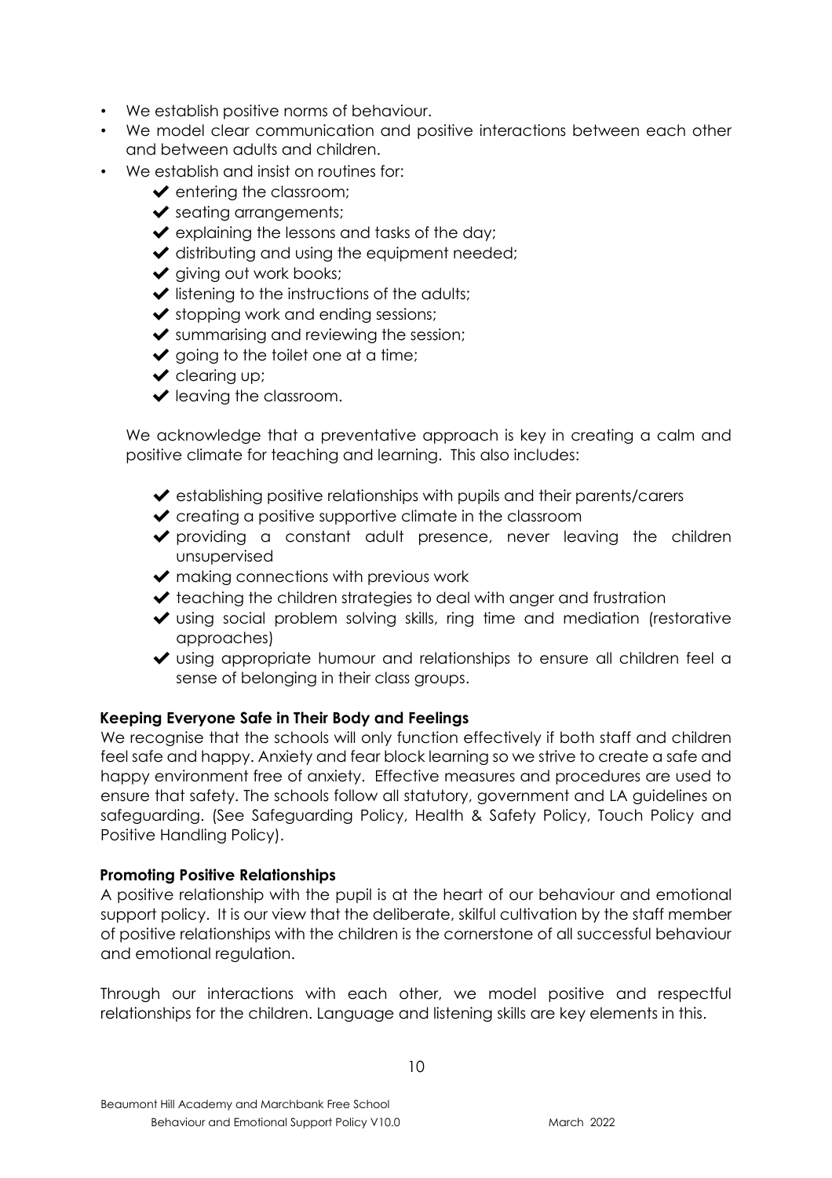- We establish positive norms of behaviour.
- We model clear communication and positive interactions between each other and between adults and children.
- We establish and insist on routines for:
  - ✔ entering the classroom;
  - ✔ seating arrangements;
  - ✔ explaining the lessons and tasks of the day;
  - ✔ distributing and using the equipment needed;
  - ✔ giving out work books;
  - ✔ listening to the instructions of the adults;
  - ✔ stopping work and ending sessions;
  - ✔ summarising and reviewing the session;
  - ✔ going to the toilet one at a time;
  - ✔ clearing up;
  - ✔ leaving the classroom.

We acknowledge that a preventative approach is key in creating a calm and positive climate for teaching and learning. This also includes:

- ✔ establishing positive relationships with pupils and their parents/carers
- ✔ creating a positive supportive climate in the classroom
- ✔ providing a constant adult presence, never leaving the children unsupervised
- ✔ making connections with previous work
- ✔ teaching the children strategies to deal with anger and frustration
- ✔ using social problem solving skills, ring time and mediation (restorative approaches)
- ✔ using appropriate humour and relationships to ensure all children feel a sense of belonging in their class groups.

**Keeping Everyone Safe in Their Body and Feelings**

We recognise that the schools will only function effectively if both staff and children feel safe and happy. Anxiety and fear block learning so we strive to create a safe and happy environment free of anxiety. Effective measures and procedures are used to ensure that safety. The schools follow all statutory, government and LA guidelines on safeguarding. (See Safeguarding Policy, Health & Safety Policy, Touch Policy and Positive Handling Policy).

**Promoting Positive Relationships**

A positive relationship with the pupil is at the heart of our behaviour and emotional support policy. It is our view that the deliberate, skilful cultivation by the staff member of positive relationships with the children is the cornerstone of all successful behaviour and emotional regulation.

Through our interactions with each other, we model positive and respectful relationships for the children. Language and listening skills are key elements in this.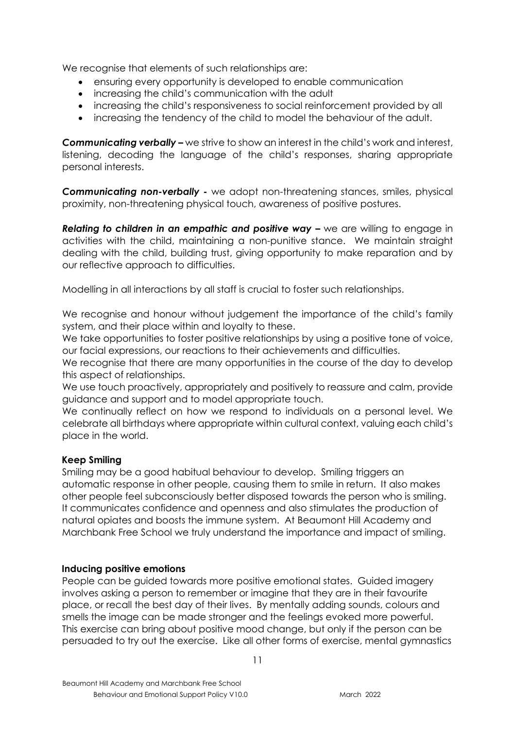We recognise that elements of such relationships are:

- ensuring every opportunity is developed to enable communication
- increasing the child's communication with the adult
- increasing the child's responsiveness to social reinforcement provided by all
- increasing the tendency of the child to model the behaviour of the adult.

***Communicating verbally –*** we strive to show an interest in the child's work and interest, listening, decoding the language of the child's responses, sharing appropriate personal interests.

***Communicating non-verbally -*** we adopt non-threatening stances, smiles, physical proximity, non-threatening physical touch, awareness of positive postures.

***Relating to children in an empathic and positive way –*** we are willing to engage in activities with the child, maintaining a non-punitive stance. We maintain straight dealing with the child, building trust, giving opportunity to make reparation and by our reflective approach to difficulties.

Modelling in all interactions by all staff is crucial to foster such relationships.

We recognise and honour without judgement the importance of the child's family system, and their place within and loyalty to these.
We take opportunities to foster positive relationships by using a positive tone of voice, our facial expressions, our reactions to their achievements and difficulties.
We recognise that there are many opportunities in the course of the day to develop this aspect of relationships.
We use touch proactively, appropriately and positively to reassure and calm, provide guidance and support and to model appropriate touch.
We continually reflect on how we respond to individuals on a personal level. We celebrate all birthdays where appropriate within cultural context, valuing each child's place in the world.

**Keep Smiling**

Smiling may be a good habitual behaviour to develop. Smiling triggers an automatic response in other people, causing them to smile in return. It also makes other people feel subconsciously better disposed towards the person who is smiling. It communicates confidence and openness and also stimulates the production of natural opiates and boosts the immune system. At Beaumont Hill Academy and Marchbank Free School we truly understand the importance and impact of smiling.

**Inducing positive emotions**

People can be guided towards more positive emotional states. Guided imagery involves asking a person to remember or imagine that they are in their favourite place, or recall the best day of their lives. By mentally adding sounds, colours and smells the image can be made stronger and the feelings evoked more powerful. This exercise can bring about positive mood change, but only if the person can be persuaded to try out the exercise. Like all other forms of exercise, mental gymnastics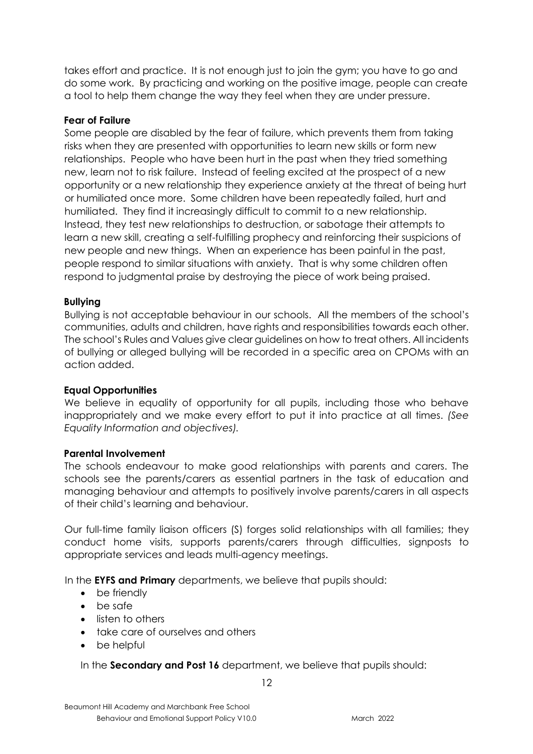takes effort and practice. It is not enough just to join the gym; you have to go and do some work. By practicing and working on the positive image, people can create a tool to help them change the way they feel when they are under pressure.

**Fear of Failure**

Some people are disabled by the fear of failure, which prevents them from taking risks when they are presented with opportunities to learn new skills or form new relationships. People who have been hurt in the past when they tried something new, learn not to risk failure. Instead of feeling excited at the prospect of a new opportunity or a new relationship they experience anxiety at the threat of being hurt or humiliated once more. Some children have been repeatedly failed, hurt and humiliated. They find it increasingly difficult to commit to a new relationship. Instead, they test new relationships to destruction, or sabotage their attempts to learn a new skill, creating a self-fulfilling prophecy and reinforcing their suspicions of new people and new things. When an experience has been painful in the past, people respond to similar situations with anxiety. That is why some children often respond to judgmental praise by destroying the piece of work being praised.

**Bullying**

Bullying is not acceptable behaviour in our schools. All the members of the school's communities, adults and children, have rights and responsibilities towards each other. The school's Rules and Values give clear guidelines on how to treat others. All incidents of bullying or alleged bullying will be recorded in a specific area on CPOMs with an action added.

**Equal Opportunities**

We believe in equality of opportunity for all pupils, including those who behave inappropriately and we make every effort to put it into practice at all times. *(See Equality Information and objectives).*

**Parental Involvement**

The schools endeavour to make good relationships with parents and carers. The schools see the parents/carers as essential partners in the task of education and managing behaviour and attempts to positively involve parents/carers in all aspects of their child's learning and behaviour.

Our full-time family liaison officers (S) forges solid relationships with all families; they conduct home visits, supports parents/carers through difficulties, signposts to appropriate services and leads multi-agency meetings.

In the **EYFS and Primary** departments, we believe that pupils should:

- be friendly
- be safe
- listen to others
- take care of ourselves and others
- be helpful

In the **Secondary and Post 16** department, we believe that pupils should: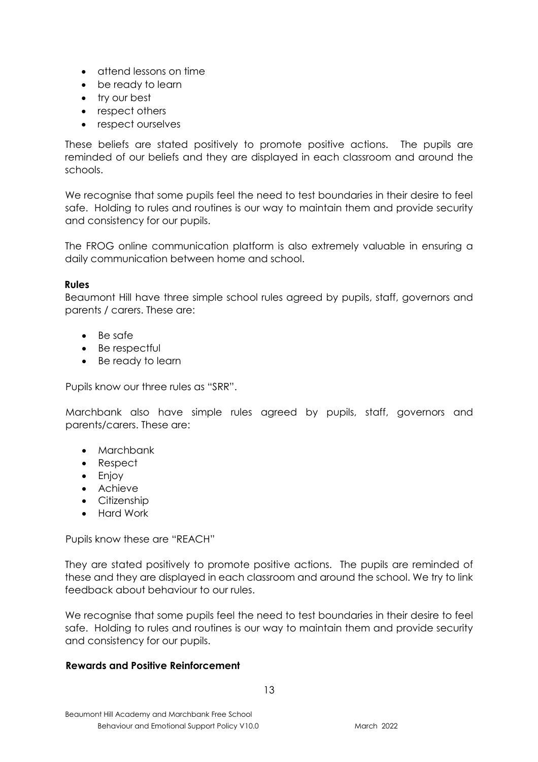- attend lessons on time
- be ready to learn
- try our best
- respect others
- respect ourselves

These beliefs are stated positively to promote positive actions. The pupils are reminded of our beliefs and they are displayed in each classroom and around the schools.

We recognise that some pupils feel the need to test boundaries in their desire to feel safe. Holding to rules and routines is our way to maintain them and provide security and consistency for our pupils.

The FROG online communication platform is also extremely valuable in ensuring a daily communication between home and school.

**Rules**

Beaumont Hill have three simple school rules agreed by pupils, staff, governors and parents / carers. These are:

- Be safe
- Be respectful
- Be ready to learn

Pupils know our three rules as "SRR".

Marchbank also have simple rules agreed by pupils, staff, governors and parents/carers. These are:

- Marchbank
- Respect
- Enjoy
- Achieve
- Citizenship
- Hard Work

Pupils know these are "REACH"

They are stated positively to promote positive actions. The pupils are reminded of these and they are displayed in each classroom and around the school. We try to link feedback about behaviour to our rules.

We recognise that some pupils feel the need to test boundaries in their desire to feel safe. Holding to rules and routines is our way to maintain them and provide security and consistency for our pupils.

**Rewards and Positive Reinforcement**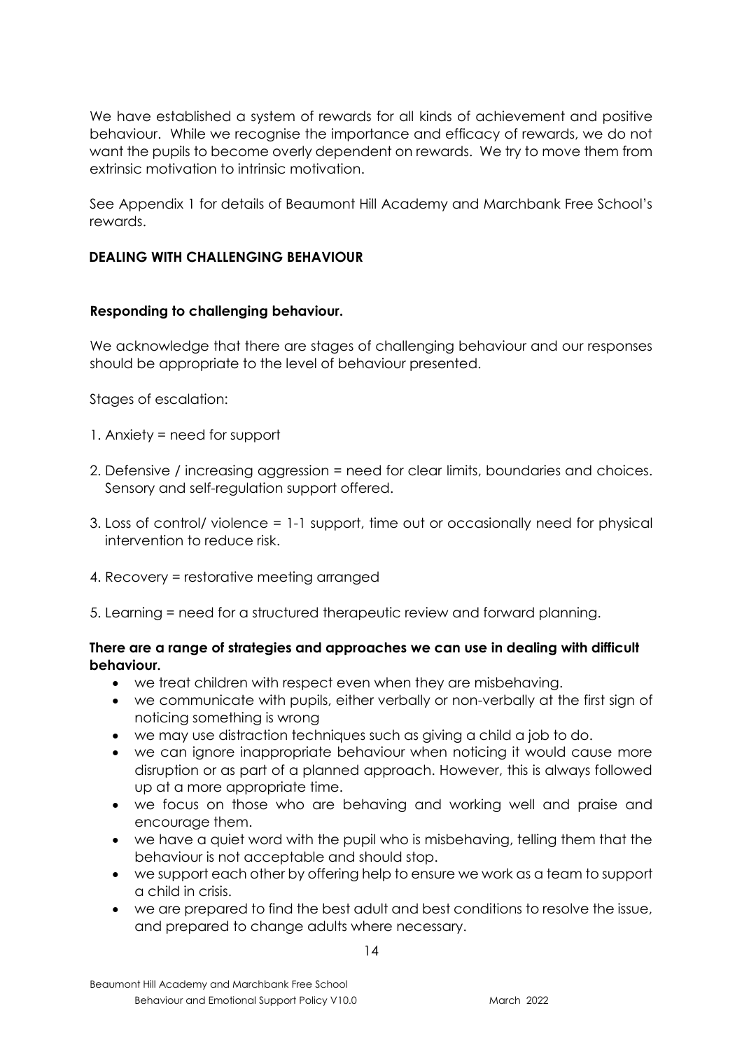We have established a system of rewards for all kinds of achievement and positive behaviour. While we recognise the importance and efficacy of rewards, we do not want the pupils to become overly dependent on rewards. We try to move them from extrinsic motivation to intrinsic motivation.

See Appendix 1 for details of Beaumont Hill Academy and Marchbank Free School's rewards.

## DEALING WITH CHALLENGING BEHAVIOUR

### Responding to challenging behaviour.

We acknowledge that there are stages of challenging behaviour and our responses should be appropriate to the level of behaviour presented.

Stages of escalation:

1. Anxiety = need for support
2. Defensive / increasing aggression = need for clear limits, boundaries and choices. Sensory and self-regulation support offered.
3. Loss of control/ violence = 1-1 support, time out or occasionally need for physical intervention to reduce risk.
4. Recovery = restorative meeting arranged
5. Learning = need for a structured therapeutic review and forward planning.

**There are a range of strategies and approaches we can use in dealing with difficult behaviour.**

- we treat children with respect even when they are misbehaving.
- we communicate with pupils, either verbally or non-verbally at the first sign of noticing something is wrong
- we may use distraction techniques such as giving a child a job to do.
- we can ignore inappropriate behaviour when noticing it would cause more disruption or as part of a planned approach. However, this is always followed up at a more appropriate time.
- we focus on those who are behaving and working well and praise and encourage them.
- we have a quiet word with the pupil who is misbehaving, telling them that the behaviour is not acceptable and should stop.
- we support each other by offering help to ensure we work as a team to support a child in crisis.
- we are prepared to find the best adult and best conditions to resolve the issue, and prepared to change adults where necessary.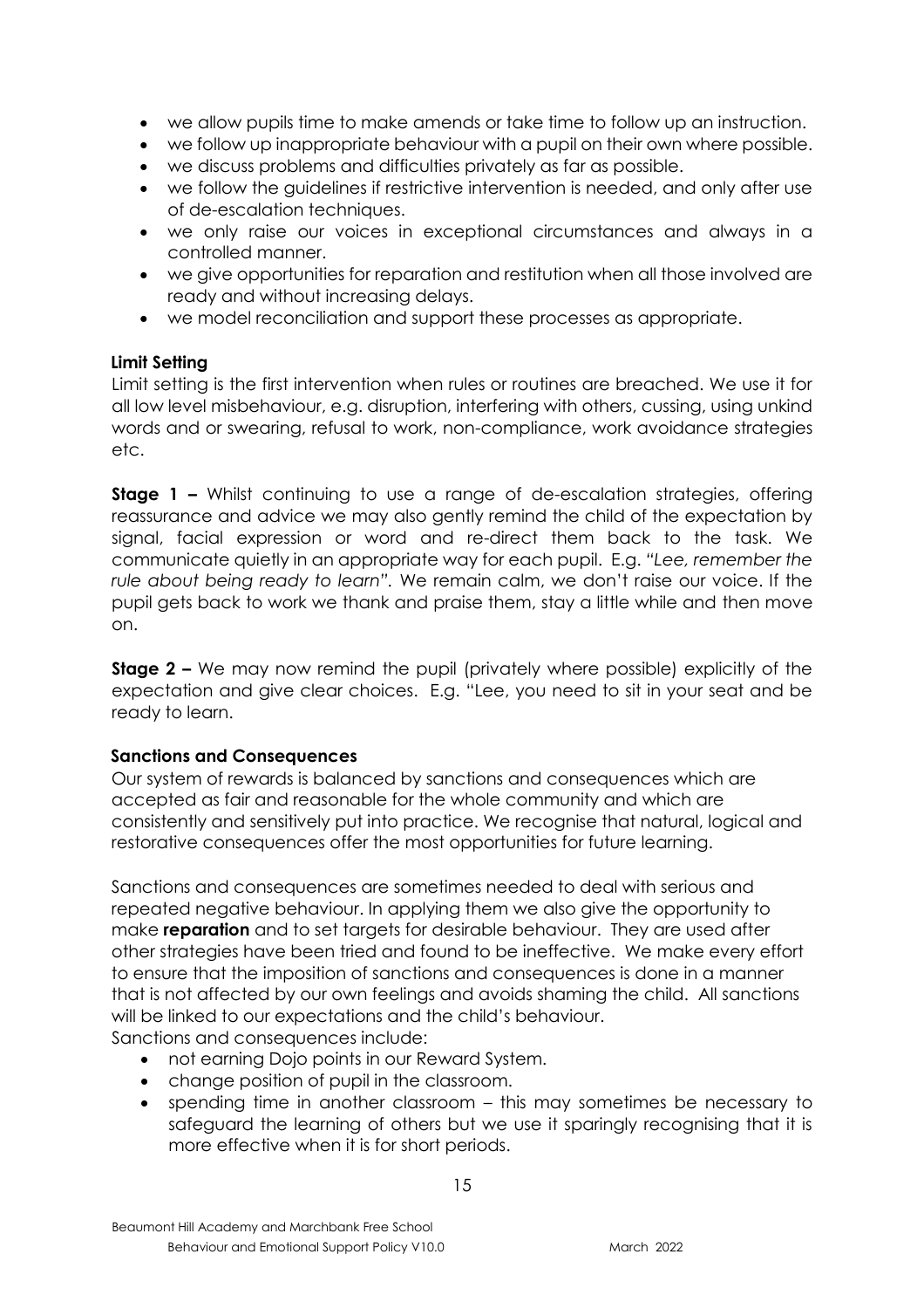- we allow pupils time to make amends or take time to follow up an instruction.
- we follow up inappropriate behaviour with a pupil on their own where possible.
- we discuss problems and difficulties privately as far as possible.
- we follow the guidelines if restrictive intervention is needed, and only after use of de-escalation techniques.
- we only raise our voices in exceptional circumstances and always in a controlled manner.
- we give opportunities for reparation and restitution when all those involved are ready and without increasing delays.
- we model reconciliation and support these processes as appropriate.

**Limit Setting**

Limit setting is the first intervention when rules or routines are breached. We use it for all low level misbehaviour, e.g. disruption, interfering with others, cussing, using unkind words and or swearing, refusal to work, non-compliance, work avoidance strategies etc.

**Stage 1 –** Whilst continuing to use a range of de-escalation strategies, offering reassurance and advice we may also gently remind the child of the expectation by signal, facial expression or word and re-direct them back to the task. We communicate quietly in an appropriate way for each pupil. E.g. *"Lee, remember the rule about being ready to learn".* We remain calm, we don't raise our voice. If the pupil gets back to work we thank and praise them, stay a little while and then move on.

**Stage 2 –** We may now remind the pupil (privately where possible) explicitly of the expectation and give clear choices. E.g. "Lee, you need to sit in your seat and be ready to learn.

**Sanctions and Consequences**

Our system of rewards is balanced by sanctions and consequences which are accepted as fair and reasonable for the whole community and which are consistently and sensitively put into practice. We recognise that natural, logical and restorative consequences offer the most opportunities for future learning.

Sanctions and consequences are sometimes needed to deal with serious and repeated negative behaviour. In applying them we also give the opportunity to make **reparation** and to set targets for desirable behaviour. They are used after other strategies have been tried and found to be ineffective. We make every effort to ensure that the imposition of sanctions and consequences is done in a manner that is not affected by our own feelings and avoids shaming the child. All sanctions will be linked to our expectations and the child's behaviour.

Sanctions and consequences include:

- not earning Dojo points in our Reward System.
- change position of pupil in the classroom.
- spending time in another classroom – this may sometimes be necessary to safeguard the learning of others but we use it sparingly recognising that it is more effective when it is for short periods.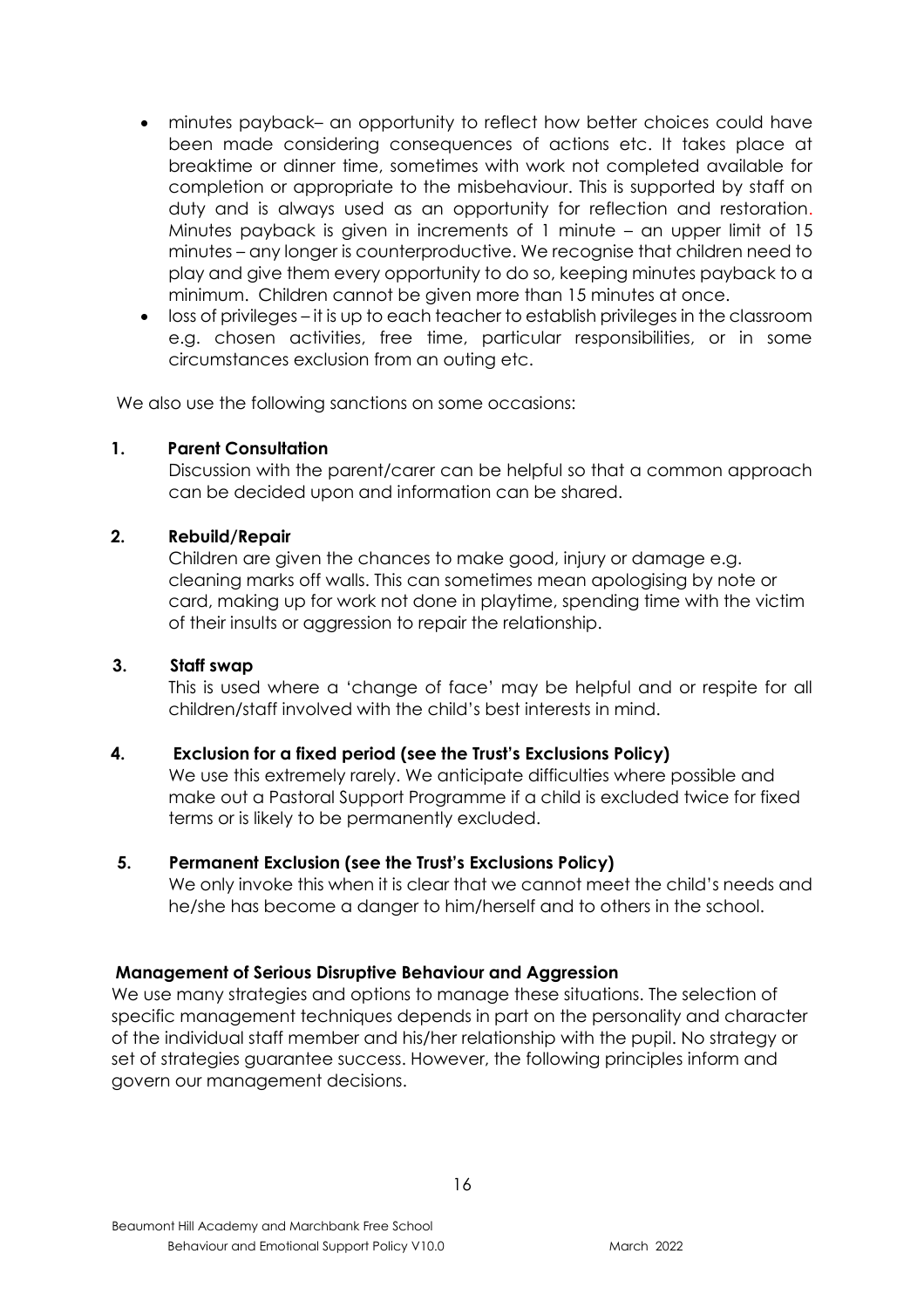- minutes payback– an opportunity to reflect how better choices could have been made considering consequences of actions etc. It takes place at breaktime or dinner time, sometimes with work not completed available for completion or appropriate to the misbehaviour. This is supported by staff on duty and is always used as an opportunity for reflection and restoration. Minutes payback is given in increments of 1 minute – an upper limit of 15 minutes – any longer is counterproductive. We recognise that children need to play and give them every opportunity to do so, keeping minutes payback to a minimum. Children cannot be given more than 15 minutes at once.
- loss of privileges – it is up to each teacher to establish privileges in the classroom e.g. chosen activities, free time, particular responsibilities, or in some circumstances exclusion from an outing etc.

We also use the following sanctions on some occasions:

**1. Parent Consultation**

Discussion with the parent/carer can be helpful so that a common approach can be decided upon and information can be shared.

**2. Rebuild/Repair**

Children are given the chances to make good, injury or damage e.g. cleaning marks off walls. This can sometimes mean apologising by note or card, making up for work not done in playtime, spending time with the victim of their insults or aggression to repair the relationship.

**3. Staff swap**

This is used where a 'change of face' may be helpful and or respite for all children/staff involved with the child's best interests in mind.

**4. Exclusion for a fixed period (see the Trust's Exclusions Policy)**

We use this extremely rarely. We anticipate difficulties where possible and make out a Pastoral Support Programme if a child is excluded twice for fixed terms or is likely to be permanently excluded.

**5. Permanent Exclusion (see the Trust's Exclusions Policy)**

We only invoke this when it is clear that we cannot meet the child's needs and he/she has become a danger to him/herself and to others in the school.

**Management of Serious Disruptive Behaviour and Aggression**

We use many strategies and options to manage these situations. The selection of specific management techniques depends in part on the personality and character of the individual staff member and his/her relationship with the pupil. No strategy or set of strategies guarantee success. However, the following principles inform and govern our management decisions.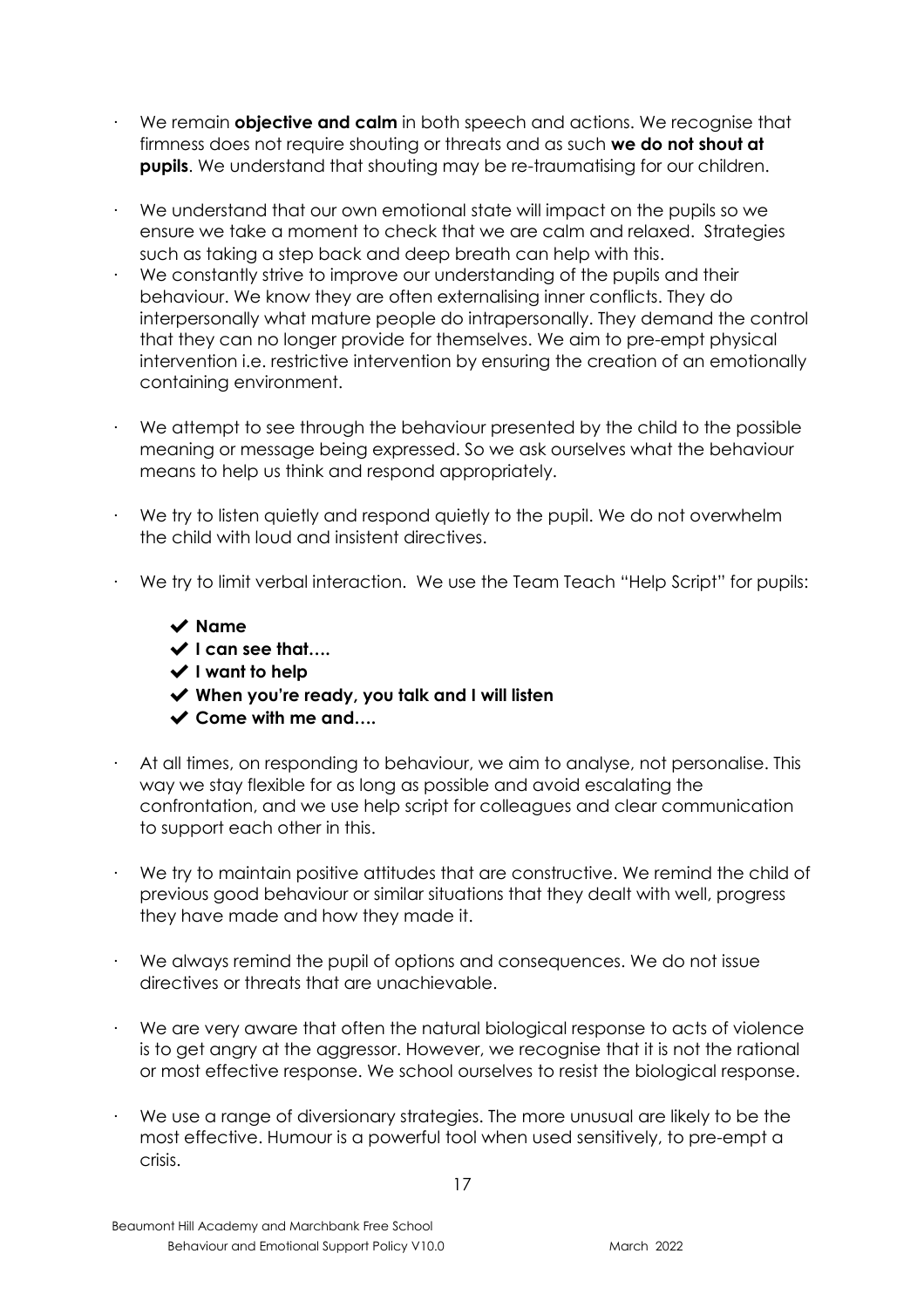- We remain **objective and calm** in both speech and actions. We recognise that firmness does not require shouting or threats and as such **we do not shout at pupils**. We understand that shouting may be re-traumatising for our children.

- We understand that our own emotional state will impact on the pupils so we ensure we take a moment to check that we are calm and relaxed. Strategies such as taking a step back and deep breath can help with this.
- We constantly strive to improve our understanding of the pupils and their behaviour. We know they are often externalising inner conflicts. They do interpersonally what mature people do intrapersonally. They demand the control that they can no longer provide for themselves. We aim to pre-empt physical intervention i.e. restrictive intervention by ensuring the creation of an emotionally containing environment.

- We attempt to see through the behaviour presented by the child to the possible meaning or message being expressed. So we ask ourselves what the behaviour means to help us think and respond appropriately.

- We try to listen quietly and respond quietly to the pupil. We do not overwhelm the child with loud and insistent directives.

- We try to limit verbal interaction. We use the Team Teach "Help Script" for pupils:

  - ✔ **Name**
  - ✔ **I can see that….**
  - ✔ **I want to help**
  - ✔ **When you're ready, you talk and I will listen**
  - ✔ **Come with me and….**

- At all times, on responding to behaviour, we aim to analyse, not personalise. This way we stay flexible for as long as possible and avoid escalating the confrontation, and we use help script for colleagues and clear communication to support each other in this.

- We try to maintain positive attitudes that are constructive. We remind the child of previous good behaviour or similar situations that they dealt with well, progress they have made and how they made it.

- We always remind the pupil of options and consequences. We do not issue directives or threats that are unachievable.

- We are very aware that often the natural biological response to acts of violence is to get angry at the aggressor. However, we recognise that it is not the rational or most effective response. We school ourselves to resist the biological response.

- We use a range of diversionary strategies. The more unusual are likely to be the most effective. Humour is a powerful tool when used sensitively, to pre-empt a crisis.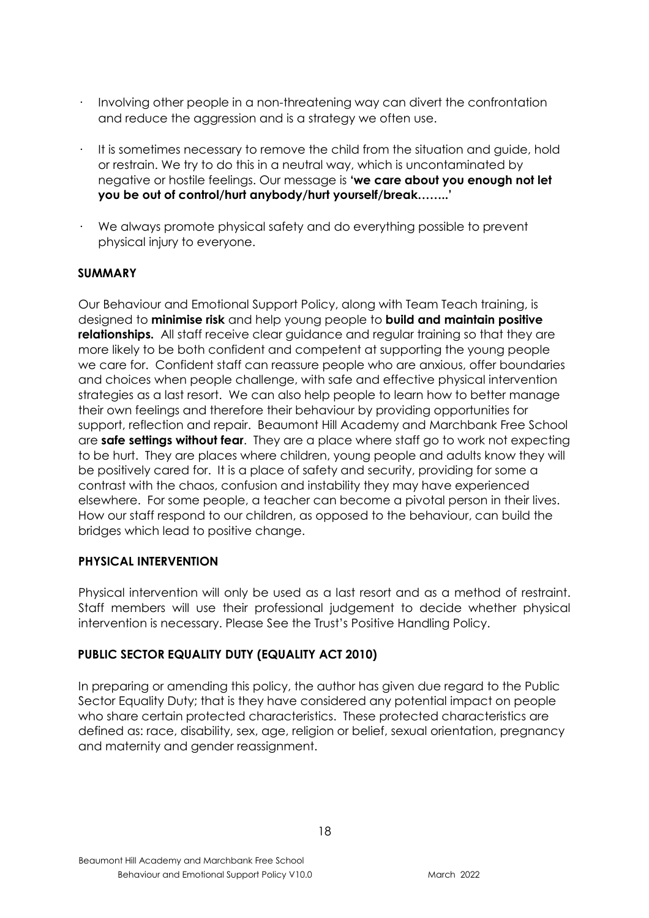- Involving other people in a non-threatening way can divert the confrontation and reduce the aggression and is a strategy we often use.
- It is sometimes necessary to remove the child from the situation and guide, hold or restrain. We try to do this in a neutral way, which is uncontaminated by negative or hostile feelings. Our message is **'we care about you enough not let you be out of control/hurt anybody/hurt yourself/break……..'**
- We always promote physical safety and do everything possible to prevent physical injury to everyone.

**SUMMARY**

Our Behaviour and Emotional Support Policy, along with Team Teach training, is designed to **minimise risk** and help young people to **build and maintain positive relationships.** All staff receive clear guidance and regular training so that they are more likely to be both confident and competent at supporting the young people we care for. Confident staff can reassure people who are anxious, offer boundaries and choices when people challenge, with safe and effective physical intervention strategies as a last resort. We can also help people to learn how to better manage their own feelings and therefore their behaviour by providing opportunities for support, reflection and repair. Beaumont Hill Academy and Marchbank Free School are **safe settings without fear**. They are a place where staff go to work not expecting to be hurt. They are places where children, young people and adults know they will be positively cared for. It is a place of safety and security, providing for some a contrast with the chaos, confusion and instability they may have experienced elsewhere. For some people, a teacher can become a pivotal person in their lives. How our staff respond to our children, as opposed to the behaviour, can build the bridges which lead to positive change.

**PHYSICAL INTERVENTION**

Physical intervention will only be used as a last resort and as a method of restraint. Staff members will use their professional judgement to decide whether physical intervention is necessary. Please See the Trust's Positive Handling Policy.

**PUBLIC SECTOR EQUALITY DUTY (EQUALITY ACT 2010)**

In preparing or amending this policy, the author has given due regard to the Public Sector Equality Duty; that is they have considered any potential impact on people who share certain protected characteristics. These protected characteristics are defined as: race, disability, sex, age, religion or belief, sexual orientation, pregnancy and maternity and gender reassignment.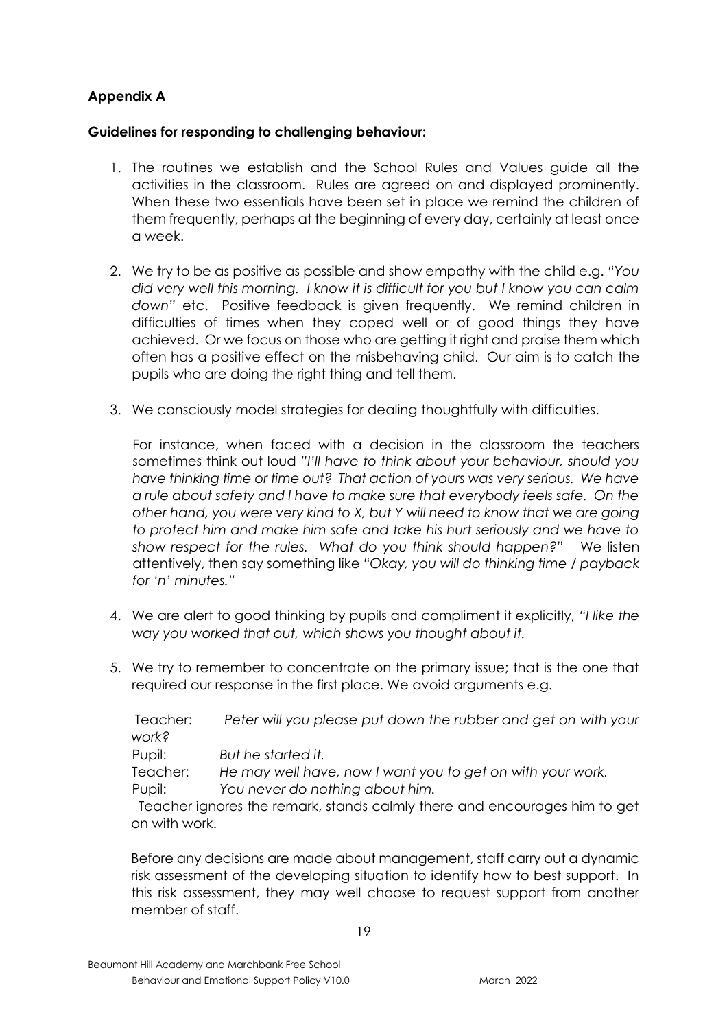**Appendix A**

**Guidelines for responding to challenging behaviour:**

1. The routines we establish and the School Rules and Values guide all the activities in the classroom. Rules are agreed on and displayed prominently. When these two essentials have been set in place we remind the children of them frequently, perhaps at the beginning of every day, certainly at least once a week.

2. We try to be as positive as possible and show empathy with the child e.g. *"You did very well this morning. I know it is difficult for you but I know you can calm down"* etc. Positive feedback is given frequently. We remind children in difficulties of times when they coped well or of good things they have achieved. Or we focus on those who are getting it right and praise them which often has a positive effect on the misbehaving child. Our aim is to catch the pupils who are doing the right thing and tell them.

3. We consciously model strategies for dealing thoughtfully with difficulties.

   For instance, when faced with a decision in the classroom the teachers sometimes think out loud *"I'll have to think about your behaviour, should you have thinking time or time out? That action of yours was very serious. We have a rule about safety and I have to make sure that everybody feels safe. On the other hand, you were very kind to X, but Y will need to know that we are going to protect him and make him safe and take his hurt seriously and we have to show respect for the rules. What do you think should happen?"* We listen attentively, then say something like *"Okay, you will do thinking time / payback for 'n' minutes."*

4. We are alert to good thinking by pupils and compliment it explicitly, *"I like the way you worked that out, which shows you thought about it.*

5. We try to remember to concentrate on the primary issue; that is the one that required our response in the first place. We avoid arguments e.g.

   Teacher: *Peter will you please put down the rubber and get on with your work?*
   Pupil: *But he started it.*
   Teacher: *He may well have, now I want you to get on with your work.*
   Pupil: *You never do nothing about him.*
   Teacher ignores the remark, stands calmly there and encourages him to get on with work.

   Before any decisions are made about management, staff carry out a dynamic risk assessment of the developing situation to identify how to best support. In this risk assessment, they may well choose to request support from another member of staff.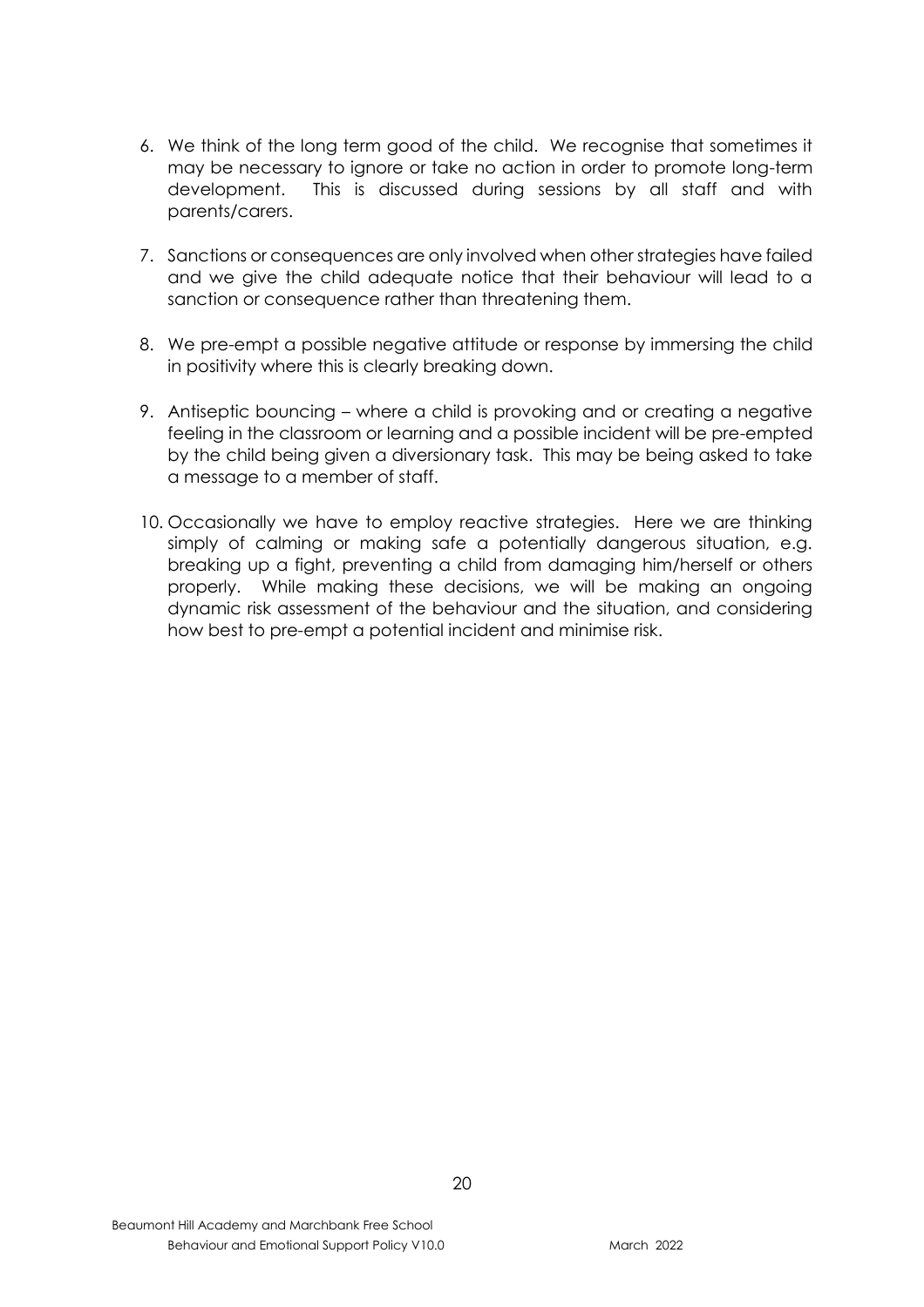6. We think of the long term good of the child. We recognise that sometimes it may be necessary to ignore or take no action in order to promote long-term development. This is discussed during sessions by all staff and with parents/carers.

7. Sanctions or consequences are only involved when other strategies have failed and we give the child adequate notice that their behaviour will lead to a sanction or consequence rather than threatening them.

8. We pre-empt a possible negative attitude or response by immersing the child in positivity where this is clearly breaking down.

9. Antiseptic bouncing – where a child is provoking and or creating a negative feeling in the classroom or learning and a possible incident will be pre-empted by the child being given a diversionary task. This may be being asked to take a message to a member of staff.

10. Occasionally we have to employ reactive strategies. Here we are thinking simply of calming or making safe a potentially dangerous situation, e.g. breaking up a fight, preventing a child from damaging him/herself or others properly. While making these decisions, we will be making an ongoing dynamic risk assessment of the behaviour and the situation, and considering how best to pre-empt a potential incident and minimise risk.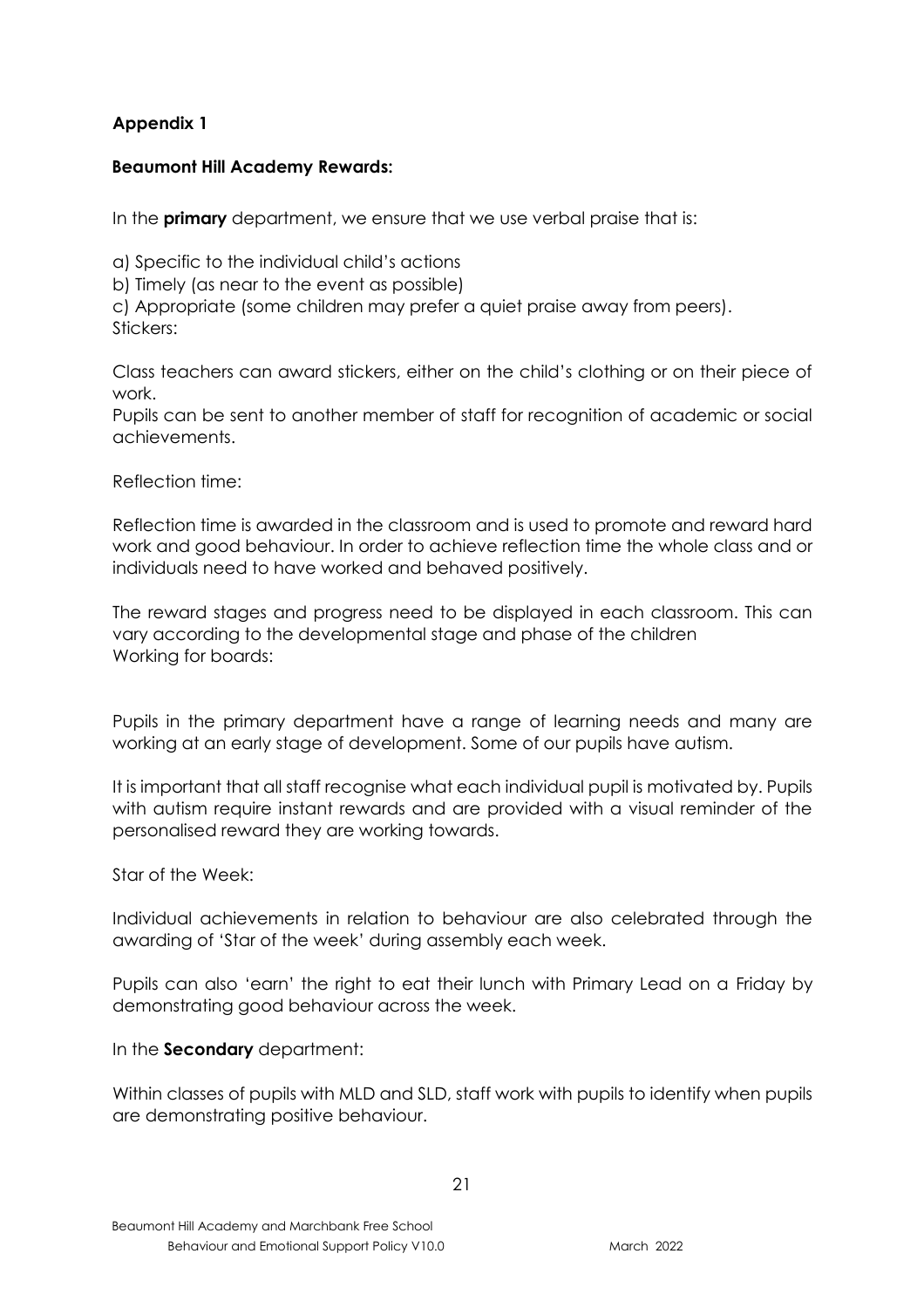**Appendix 1**

**Beaumont Hill Academy Rewards:**

In the **primary** department, we ensure that we use verbal praise that is:

a) Specific to the individual child's actions
b) Timely (as near to the event as possible)
c) Appropriate (some children may prefer a quiet praise away from peers).
Stickers:

Class teachers can award stickers, either on the child's clothing or on their piece of work.
Pupils can be sent to another member of staff for recognition of academic or social achievements.

Reflection time:

Reflection time is awarded in the classroom and is used to promote and reward hard work and good behaviour. In order to achieve reflection time the whole class and or individuals need to have worked and behaved positively.

The reward stages and progress need to be displayed in each classroom. This can vary according to the developmental stage and phase of the children
Working for boards:

Pupils in the primary department have a range of learning needs and many are working at an early stage of development. Some of our pupils have autism.

It is important that all staff recognise what each individual pupil is motivated by. Pupils with autism require instant rewards and are provided with a visual reminder of the personalised reward they are working towards.

Star of the Week:

Individual achievements in relation to behaviour are also celebrated through the awarding of 'Star of the week' during assembly each week.

Pupils can also 'earn' the right to eat their lunch with Primary Lead on a Friday by demonstrating good behaviour across the week.

In the **Secondary** department:

Within classes of pupils with MLD and SLD, staff work with pupils to identify when pupils are demonstrating positive behaviour.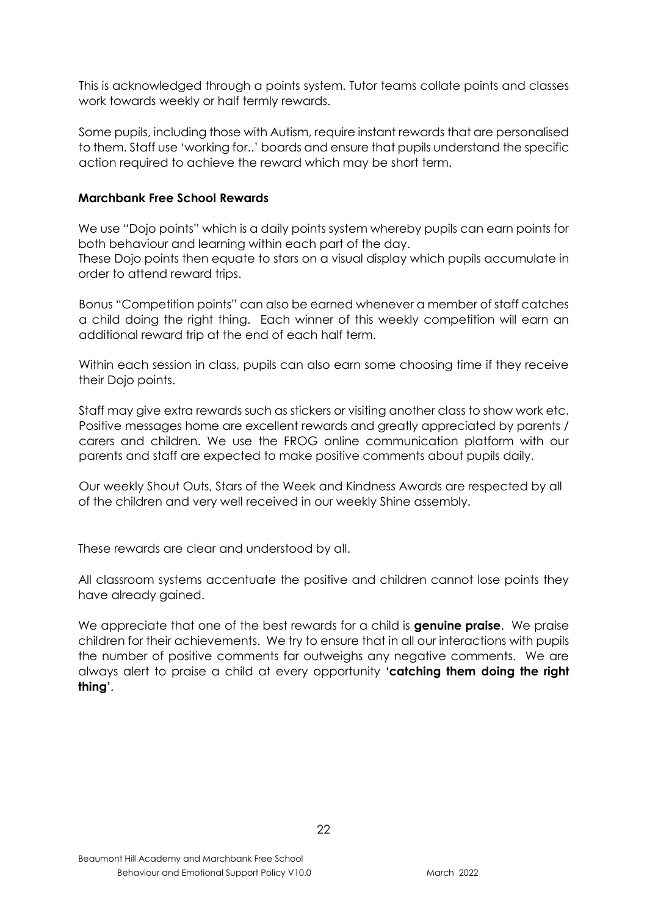This is acknowledged through a points system. Tutor teams collate points and classes work towards weekly or half termly rewards.

Some pupils, including those with Autism, require instant rewards that are personalised to them. Staff use 'working for..' boards and ensure that pupils understand the specific action required to achieve the reward which may be short term.

### Marchbank Free School Rewards

We use "Dojo points" which is a daily points system whereby pupils can earn points for both behaviour and learning within each part of the day.
These Dojo points then equate to stars on a visual display which pupils accumulate in order to attend reward trips.

Bonus "Competition points" can also be earned whenever a member of staff catches a child doing the right thing. Each winner of this weekly competition will earn an additional reward trip at the end of each half term.

Within each session in class, pupils can also earn some choosing time if they receive their Dojo points.

Staff may give extra rewards such as stickers or visiting another class to show work etc. Positive messages home are excellent rewards and greatly appreciated by parents / carers and children. We use the FROG online communication platform with our parents and staff are expected to make positive comments about pupils daily.

Our weekly Shout Outs, Stars of the Week and Kindness Awards are respected by all of the children and very well received in our weekly Shine assembly.

These rewards are clear and understood by all.

All classroom systems accentuate the positive and children cannot lose points they have already gained.

We appreciate that one of the best rewards for a child is **genuine praise**. We praise children for their achievements. We try to ensure that in all our interactions with pupils the number of positive comments far outweighs any negative comments. We are always alert to praise a child at every opportunity **'catching them doing the right thing'**.